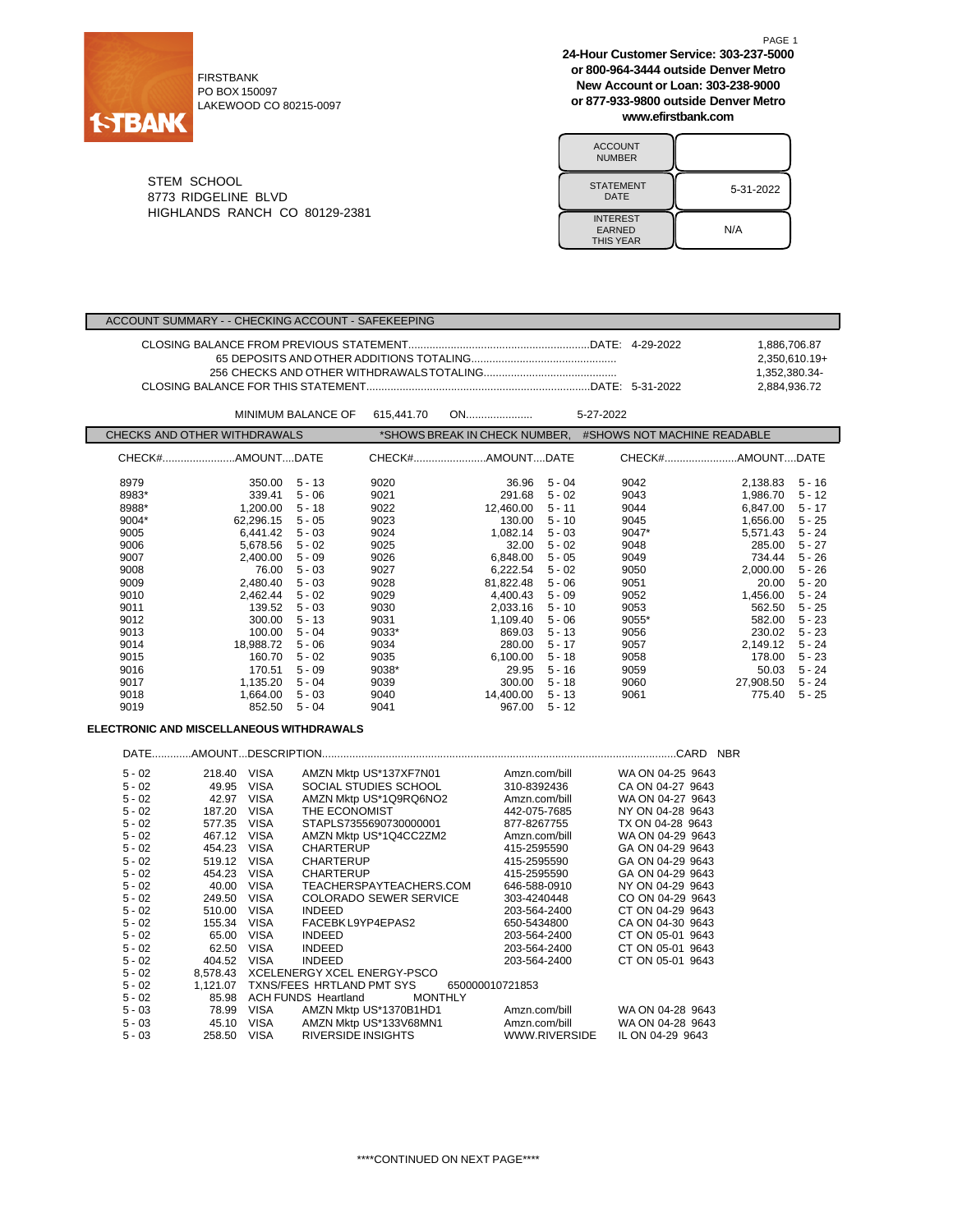FIRSTBANK
PO BOX 150097
LAKEWOOD CO 80215-0097

**24-Hour Customer Service: 303-237-5000**
**or 800-964-3444 outside Denver Metro**
**New Account or Loan: 303-238-9000**
**or 877-933-9800 outside Denver Metro**
**www.efirstbank.com**

STEM SCHOOL
8773 RIDGELINE BLVD
HIGHLANDS RANCH CO 80129-2381

| ACCOUNT NUMBER | |
|---|---|
| STATEMENT DATE | 5-31-2022 |
| INTEREST EARNED THIS YEAR | N/A |

## ACCOUNT SUMMARY - - CHECKING ACCOUNT - SAFEKEEPING

| | | |
|---|---|---|
| CLOSING BALANCE FROM PREVIOUS STATEMENT......DATE: 4-29-2022 | | 1,886,706.87 |
| 65 DEPOSITS AND OTHER ADDITIONS TOTALING...... | | 2,350,610.19+ |
| 256 CHECKS AND OTHER WITHDRAWALS TOTALING...... | | 1,352,380.34- |
| CLOSING BALANCE FOR THIS STATEMENT......DATE: 5-31-2022 | | 2,884,936.72 |

MINIMUM BALANCE OF 615,441.70 ON...... 5-27-2022

## CHECKS AND OTHER WITHDRAWALS

*SHOWS BREAK IN CHECK NUMBER, #SHOWS NOT MACHINE READABLE

| CHECK# | AMOUNT | DATE | CHECK# | AMOUNT | DATE | CHECK# | AMOUNT | DATE |
|---|---|---|---|---|---|---|---|---|
| 8979 | 350.00 | 5 - 13 | 9020 | 36.96 | 5 - 04 | 9042 | 2,138.83 | 5 - 16 |
| 8983* | 339.41 | 5 - 06 | 9021 | 291.68 | 5 - 02 | 9043 | 1,986.70 | 5 - 12 |
| 8988* | 1,200.00 | 5 - 18 | 9022 | 12,460.00 | 5 - 11 | 9044 | 6,847.00 | 5 - 17 |
| 9004* | 62,296.15 | 5 - 05 | 9023 | 130.00 | 5 - 10 | 9045 | 1,656.00 | 5 - 25 |
| 9005 | 6,441.42 | 5 - 03 | 9024 | 1,082.14 | 5 - 03 | 9047* | 5,571.43 | 5 - 24 |
| 9006 | 5,678.56 | 5 - 02 | 9025 | 32.00 | 5 - 02 | 9048 | 285.00 | 5 - 27 |
| 9007 | 2,400.00 | 5 - 09 | 9026 | 6,848.00 | 5 - 05 | 9049 | 734.44 | 5 - 26 |
| 9008 | 76.00 | 5 - 03 | 9027 | 6,222.54 | 5 - 02 | 9050 | 2,000.00 | 5 - 26 |
| 9009 | 2,480.40 | 5 - 03 | 9028 | 81,822.48 | 5 - 06 | 9051 | 20.00 | 5 - 20 |
| 9010 | 2,462.44 | 5 - 02 | 9029 | 4,400.43 | 5 - 09 | 9052 | 1,456.00 | 5 - 24 |
| 9011 | 139.52 | 5 - 03 | 9030 | 2,033.16 | 5 - 10 | 9053 | 562.50 | 5 - 25 |
| 9012 | 300.00 | 5 - 13 | 9031 | 1,109.40 | 5 - 06 | 9055* | 582.00 | 5 - 23 |
| 9013 | 100.00 | 5 - 04 | 9033* | 869.03 | 5 - 13 | 9056 | 230.02 | 5 - 23 |
| 9014 | 18,988.72 | 5 - 06 | 9034 | 280.00 | 5 - 17 | 9057 | 2,149.12 | 5 - 24 |
| 9015 | 160.70 | 5 - 02 | 9035 | 6,100.00 | 5 - 18 | 9058 | 178.00 | 5 - 23 |
| 9016 | 170.51 | 5 - 09 | 9038* | 29.95 | 5 - 16 | 9059 | 50.03 | 5 - 24 |
| 9017 | 1,135.20 | 5 - 04 | 9039 | 300.00 | 5 - 18 | 9060 | 27,908.50 | 5 - 24 |
| 9018 | 1,664.00 | 5 - 03 | 9040 | 14,400.00 | 5 - 13 | 9061 | 775.40 | 5 - 25 |
| 9019 | 852.50 | 5 - 04 | 9041 | 967.00 | 5 - 12 | | | |

## ELECTRONIC AND MISCELLANEOUS WITHDRAWALS

| DATE | AMOUNT | DESCRIPTION | | | CARD NBR |
|---|---|---|---|---|---|
| 5 - 02 | 218.40 | VISA | AMZN Mktp US*137XF7N01 | Amzn.com/bill | WA ON 04-25 9643 |
| 5 - 02 | 49.95 | VISA | SOCIAL STUDIES SCHOOL | 310-8392436 | CA ON 04-27 9643 |
| 5 - 02 | 42.97 | VISA | AMZN Mktp US*1Q9RQ6NO2 | Amzn.com/bill | WA ON 04-27 9643 |
| 5 - 02 | 187.20 | VISA | THE ECONOMIST | 442-075-7685 | NY ON 04-28 9643 |
| 5 - 02 | 577.35 | VISA | STAPLS7355690730000001 | 877-8267755 | TX ON 04-28 9643 |
| 5 - 02 | 467.12 | VISA | AMZN Mktp US*1Q4CC2ZM2 | Amzn.com/bill | WA ON 04-29 9643 |
| 5 - 02 | 454.23 | VISA | CHARTERUP | 415-2595590 | GA ON 04-29 9643 |
| 5 - 02 | 519.12 | VISA | CHARTERUP | 415-2595590 | GA ON 04-29 9643 |
| 5 - 02 | 454.23 | VISA | CHARTERUP | 415-2595590 | GA ON 04-29 9643 |
| 5 - 02 | 40.00 | VISA | TEACHERSPAYTEACHERS.COM | 646-588-0910 | NY ON 04-29 9643 |
| 5 - 02 | 249.50 | VISA | COLORADO SEWER SERVICE | 303-4240448 | CO ON 04-29 9643 |
| 5 - 02 | 510.00 | VISA | INDEED | 203-564-2400 | CT ON 04-29 9643 |
| 5 - 02 | 155.34 | VISA | FACEBK L9YP4EPAS2 | 650-5434800 | CA ON 04-30 9643 |
| 5 - 02 | 65.00 | VISA | INDEED | 203-564-2400 | CT ON 05-01 9643 |
| 5 - 02 | 62.50 | VISA | INDEED | 203-564-2400 | CT ON 05-01 9643 |
| 5 - 02 | 404.52 | VISA | INDEED | 203-564-2400 | CT ON 05-01 9643 |
| 5 - 02 | 8,578.43 | XCELENERGY XCEL ENERGY-PSCO | | | |
| 5 - 02 | 1,121.07 | TXNS/FEES HRTLAND PMT SYS | | 650000010721853 | |
| 5 - 02 | 85.98 | ACH FUNDS Heartland | MONTHLY | | |
| 5 - 03 | 78.99 | VISA | AMZN Mktp US*1370B1HD1 | Amzn.com/bill | WA ON 04-28 9643 |
| 5 - 03 | 45.10 | VISA | AMZN Mktp US*133V68MN1 | Amzn.com/bill | WA ON 04-28 9643 |
| 5 - 03 | 258.50 | VISA | RIVERSIDE INSIGHTS | WWW.RIVERSIDE | IL ON 04-29 9643 |

****CONTINUED ON NEXT PAGE****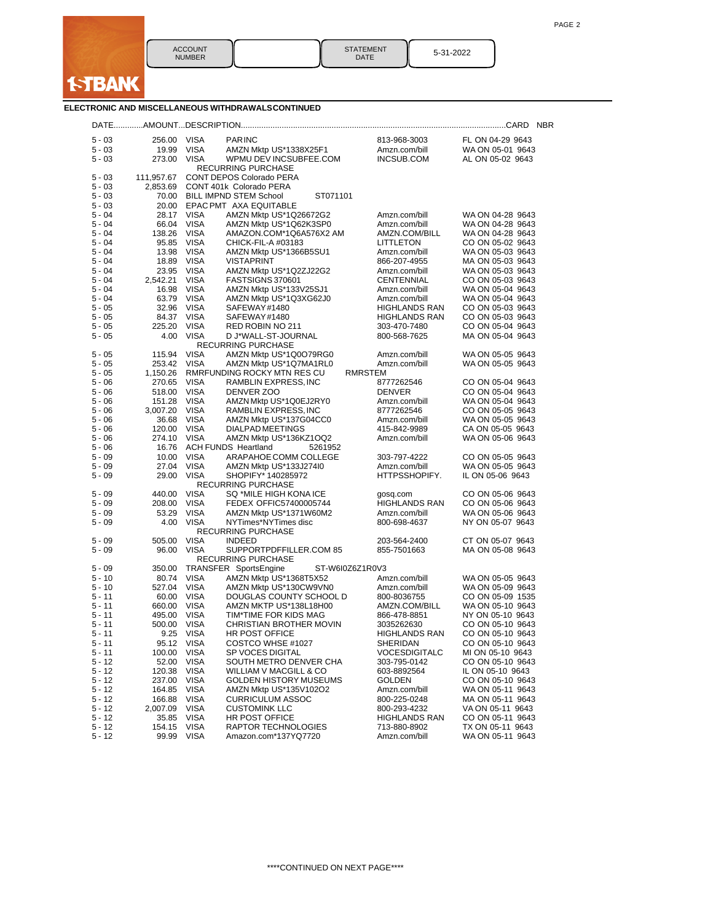1STBANK

| ACCOUNT NUMBER | | STATEMENT DATE | 5-31-2022 |
|---|---|---|---|

**ELECTRONIC AND MISCELLANEOUS WITHDRAWALS CONTINUED**

| DATE | AMOUNT | DESCRIPTION | | | CARD NBR |
|---|---|---|---|---|---|
| 5 - 03 | 256.00 | VISA | PARINC | 813-968-3003 | FL ON 04-29 9643 |
| 5 - 03 | 19.99 | VISA | AMZN Mktp US*1338X25F1 | Amzn.com/bill | WA ON 05-01 9643 |
| 5 - 03 | 273.00 | VISA | WPMU DEV INCSUBFEE.COM RECURRING PURCHASE | INCSUB.COM | AL ON 05-02 9643 |
| 5 - 03 | 111,957.67 | CONT DEPOS Colorado PERA | | | |
| 5 - 03 | 2,853.69 | CONT 401k Colorado PERA | | | |
| 5 - 03 | 70.00 | BILL IMPND STEM School | ST071101 | | |
| 5 - 03 | 20.00 | EPAC PMT AXA EQUITABLE | | | |
| 5 - 04 | 28.17 | VISA | AMZN Mktp US*1Q26672G2 | Amzn.com/bill | WA ON 04-28 9643 |
| 5 - 04 | 66.04 | VISA | AMZN Mktp US*1Q62K3SP0 | Amzn.com/bill | WA ON 04-28 9643 |
| 5 - 04 | 138.26 | VISA | AMAZON.COM*1Q6A576X2 AM | AMZN.COM/BILL | WA ON 04-28 9643 |
| 5 - 04 | 95.85 | VISA | CHICK-FIL-A #03183 | LITTLETON | CO ON 05-02 9643 |
| 5 - 04 | 13.98 | VISA | AMZN Mktp US*1366B5SU1 | Amzn.com/bill | WA ON 05-03 9643 |
| 5 - 04 | 18.89 | VISA | VISTAPRINT | 866-207-4955 | MA ON 05-03 9643 |
| 5 - 04 | 23.95 | VISA | AMZN Mktp US*1Q2ZJ22G2 | Amzn.com/bill | WA ON 05-03 9643 |
| 5 - 04 | 2,542.21 | VISA | FASTSIGNS 370601 | CENTENNIAL | CO ON 05-03 9643 |
| 5 - 04 | 16.98 | VISA | AMZN Mktp US*133V25SJ1 | Amzn.com/bill | WA ON 05-04 9643 |
| 5 - 04 | 63.79 | VISA | AMZN Mktp US*1Q3XG62J0 | Amzn.com/bill | WA ON 05-04 9643 |
| 5 - 05 | 32.96 | VISA | SAFEWAY #1480 | HIGHLANDS RAN | CO ON 05-03 9643 |
| 5 - 05 | 84.37 | VISA | SAFEWAY #1480 | HIGHLANDS RAN | CO ON 05-03 9643 |
| 5 - 05 | 225.20 | VISA | RED ROBIN NO 211 | 303-470-7480 | CO ON 05-04 9643 |
| 5 - 05 | 4.00 | VISA | D J*WALL-ST-JOURNAL RECURRING PURCHASE | 800-568-7625 | MA ON 05-04 9643 |
| 5 - 05 | 115.94 | VISA | AMZN Mktp US*1Q0O79RG0 | Amzn.com/bill | WA ON 05-05 9643 |
| 5 - 05 | 253.42 | VISA | AMZN Mktp US*1Q7MA1RL0 | Amzn.com/bill | WA ON 05-05 9643 |
| 5 - 05 | 1,150.26 | RMRFUNDING ROCKY MTN RES CU | RMRSTEM | | |
| 5 - 06 | 270.65 | VISA | RAMBLIN EXPRESS, INC | 8777262546 | CO ON 05-04 9643 |
| 5 - 06 | 518.00 | VISA | DENVER ZOO | DENVER | CO ON 05-04 9643 |
| 5 - 06 | 151.28 | VISA | AMZN Mktp US*1Q0EJ2RY0 | Amzn.com/bill | WA ON 05-04 9643 |
| 5 - 06 | 3,007.20 | VISA | RAMBLIN EXPRESS, INC | 8777262546 | CO ON 05-05 9643 |
| 5 - 06 | 36.68 | VISA | AMZN Mktp US*137G04CC0 | Amzn.com/bill | WA ON 05-05 9643 |
| 5 - 06 | 120.00 | VISA | DIALPAD MEETINGS | 415-842-9989 | CA ON 05-05 9643 |
| 5 - 06 | 274.10 | VISA | AMZN Mktp US*136KZ1OQ2 | Amzn.com/bill | WA ON 05-06 9643 |
| 5 - 06 | 16.76 | ACH FUNDS Heartland | 5261952 | | |
| 5 - 09 | 10.00 | VISA | ARAPAHOE COMM COLLEGE | 303-797-4222 | CO ON 05-05 9643 |
| 5 - 09 | 27.04 | VISA | AMZN Mktp US*133J274I0 | Amzn.com/bill | WA ON 05-05 9643 |
| 5 - 09 | 29.00 | VISA | SHOPIFY* 140285972 RECURRING PURCHASE | HTTPSSHOPIFY. | IL ON 05-06 9643 |
| 5 - 09 | 440.00 | VISA | SQ *MILE HIGH KONA ICE | gosq.com | CO ON 05-06 9643 |
| 5 - 09 | 208.00 | VISA | FEDEX OFFIC57400005744 | HIGHLANDS RAN | CO ON 05-06 9643 |
| 5 - 09 | 53.29 | VISA | AMZN Mktp US*1371W60M2 | Amzn.com/bill | WA ON 05-06 9643 |
| 5 - 09 | 4.00 | VISA | NYTimes*NYTimes disc RECURRING PURCHASE | 800-698-4637 | NY ON 05-07 9643 |
| 5 - 09 | 505.00 | VISA | INDEED | 203-564-2400 | CT ON 05-07 9643 |
| 5 - 09 | 96.00 | VISA | SUPPORTPDFFILLER.COM 85 RECURRING PURCHASE | 855-7501663 | MA ON 05-08 9643 |
| 5 - 09 | 350.00 | TRANSFER SportsEngine | ST-W6I0Z6Z1R0V3 | | |
| 5 - 10 | 80.74 | VISA | AMZN Mktp US*1368T5X52 | Amzn.com/bill | WA ON 05-05 9643 |
| 5 - 10 | 527.04 | VISA | AMZN Mktp US*130CW9VN0 | Amzn.com/bill | WA ON 05-09 9643 |
| 5 - 11 | 60.00 | VISA | DOUGLAS COUNTY SCHOOL D | 800-8036755 | CO ON 05-09 1535 |
| 5 - 11 | 660.00 | VISA | AMZN MKTP US*138L18H00 | AMZN.COM/BILL | WA ON 05-10 9643 |
| 5 - 11 | 495.00 | VISA | TIM*TIME FOR KIDS MAG | 866-478-8851 | NY ON 05-10 9643 |
| 5 - 11 | 500.00 | VISA | CHRISTIAN BROTHER MOVIN | 3035262630 | CO ON 05-10 9643 |
| 5 - 11 | 9.25 | VISA | HR POST OFFICE | HIGHLANDS RAN | CO ON 05-10 9643 |
| 5 - 11 | 95.12 | VISA | COSTCO WHSE #1027 | SHERIDAN | CO ON 05-10 9643 |
| 5 - 11 | 100.00 | VISA | SP VOCES DIGITAL | VOCESDIGITALC | MI ON 05-10 9643 |
| 5 - 12 | 52.00 | VISA | SOUTH METRO DENVER CHA | 303-795-0142 | CO ON 05-10 9643 |
| 5 - 12 | 120.38 | VISA | WILLIAM V MACGILL & CO | 603-8892564 | IL ON 05-10 9643 |
| 5 - 12 | 237.00 | VISA | GOLDEN HISTORY MUSEUMS | GOLDEN | CO ON 05-10 9643 |
| 5 - 12 | 164.85 | VISA | AMZN Mktp US*135V102O2 | Amzn.com/bill | WA ON 05-11 9643 |
| 5 - 12 | 166.88 | VISA | CURRICULUM ASSOC | 800-225-0248 | MA ON 05-11 9643 |
| 5 - 12 | 2,007.09 | VISA | CUSTOMINK LLC | 800-293-4232 | VA ON 05-11 9643 |
| 5 - 12 | 35.85 | VISA | HR POST OFFICE | HIGHLANDS RAN | CO ON 05-11 9643 |
| 5 - 12 | 154.15 | VISA | RAPTOR TECHNOLOGIES | 713-880-8902 | TX ON 05-11 9643 |
| 5 - 12 | 99.99 | VISA | Amazon.com*137YQ7720 | Amzn.com/bill | WA ON 05-11 9643 |

\*\*\*\*CONTINUED ON NEXT PAGE\*\*\*\*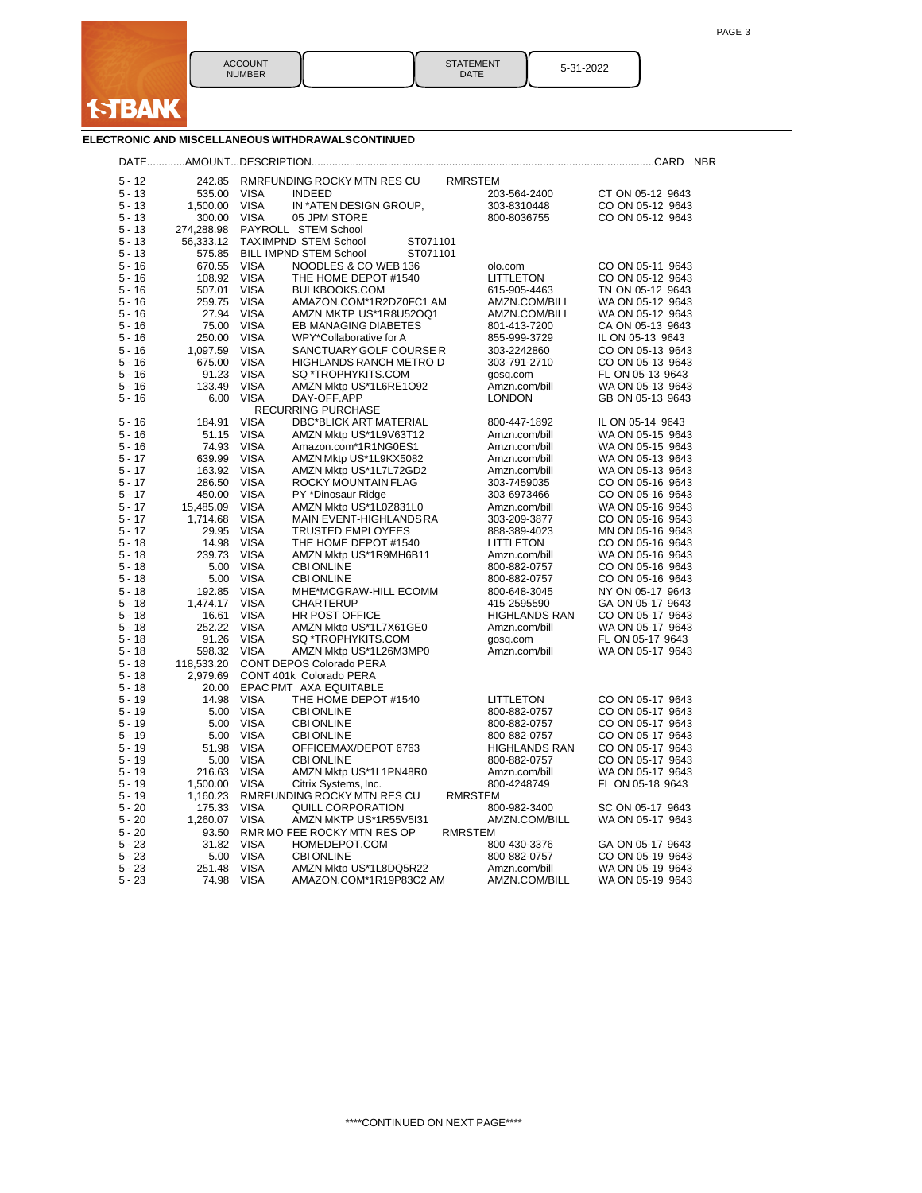ACCOUNT NUMBER | STATEMENT DATE 5-31-2022

## ELECTRONIC AND MISCELLANEOUS WITHDRAWALS CONTINUED

| DATE | AMOUNT | DESCRIPTION | | | CARD NBR |
|---|---|---|---|---|---|
| 5 - 12 | 242.85 | RMRFUNDING ROCKY MTN RES CU RMRSTEM | | | |
| 5 - 13 | 535.00 | VISA | INDEED | 203-564-2400 | CT ON 05-12 9643 |
| 5 - 13 | 1,500.00 | VISA | IN *ATEN DESIGN GROUP, | 303-8310448 | CO ON 05-12 9643 |
| 5 - 13 | 300.00 | VISA | 05 JPM STORE | 800-8036755 | CO ON 05-12 9643 |
| 5 - 13 | 274,288.98 | PAYROLL STEM School | | | |
| 5 - 13 | 56,333.12 | TAXIMPND STEM School ST071101 | | | |
| 5 - 13 | 575.85 | BILL IMPND STEM School ST071101 | | | |
| 5 - 16 | 670.55 | VISA | NOODLES & CO WEB 136 | olo.com | CO ON 05-11 9643 |
| 5 - 16 | 108.92 | VISA | THE HOME DEPOT #1540 | LITTLETON | CO ON 05-12 9643 |
| 5 - 16 | 507.01 | VISA | BULKBOOKS.COM | 615-905-4463 | TN ON 05-12 9643 |
| 5 - 16 | 259.75 | VISA | AMAZON.COM*1R2DZ0FC1 AM | AMZN.COM/BILL | WA ON 05-12 9643 |
| 5 - 16 | 27.94 | VISA | AMZN MKTP US*1R8U52OQ1 | AMZN.COM/BILL | WA ON 05-12 9643 |
| 5 - 16 | 75.00 | VISA | EB MANAGING DIABETES | 801-413-7200 | CA ON 05-13 9643 |
| 5 - 16 | 250.00 | VISA | WPY*Collaborative for A | 855-999-3729 | IL ON 05-13 9643 |
| 5 - 16 | 1,097.59 | VISA | SANCTUARY GOLF COURSE R | 303-2242860 | CO ON 05-13 9643 |
| 5 - 16 | 675.00 | VISA | HIGHLANDS RANCH METRO D | 303-791-2710 | CO ON 05-13 9643 |
| 5 - 16 | 91.23 | VISA | SQ *TROPHYKITS.COM | gosq.com | FL ON 05-13 9643 |
| 5 - 16 | 133.49 | VISA | AMZN Mktp US*1L6RE1O92 | Amzn.com/bill | WA ON 05-13 9643 |
| 5 - 16 | 6.00 | VISA | DAY-OFF.APP RECURRING PURCHASE | LONDON | GB ON 05-13 9643 |
| 5 - 16 | 184.91 | VISA | DBC*BLICK ART MATERIAL | 800-447-1892 | IL ON 05-14 9643 |
| 5 - 16 | 51.15 | VISA | AMZN Mktp US*1L9V63T12 | Amzn.com/bill | WA ON 05-15 9643 |
| 5 - 16 | 74.93 | VISA | Amazon.com*1R1NG0ES1 | Amzn.com/bill | WA ON 05-15 9643 |
| 5 - 17 | 639.99 | VISA | AMZN Mktp US*1L9KX5082 | Amzn.com/bill | WA ON 05-13 9643 |
| 5 - 17 | 163.92 | VISA | AMZN Mktp US*1L7L72GD2 | Amzn.com/bill | WA ON 05-13 9643 |
| 5 - 17 | 286.50 | VISA | ROCKY MOUNTAIN FLAG | 303-7459035 | CO ON 05-16 9643 |
| 5 - 17 | 450.00 | VISA | PY *Dinosaur Ridge | 303-6973466 | CO ON 05-16 9643 |
| 5 - 17 | 15,485.09 | VISA | AMZN Mktp US*1L0Z831L0 | Amzn.com/bill | WA ON 05-16 9643 |
| 5 - 17 | 1,714.68 | VISA | MAIN EVENT-HIGHLANDS RA | 303-209-3877 | CO ON 05-16 9643 |
| 5 - 17 | 29.95 | VISA | TRUSTED EMPLOYEES | 888-389-4023 | MN ON 05-16 9643 |
| 5 - 18 | 14.98 | VISA | THE HOME DEPOT #1540 | LITTLETON | CO ON 05-16 9643 |
| 5 - 18 | 239.73 | VISA | AMZN Mktp US*1R9MH6B11 | Amzn.com/bill | WA ON 05-16 9643 |
| 5 - 18 | 5.00 | VISA | CBI ONLINE | 800-882-0757 | CO ON 05-16 9643 |
| 5 - 18 | 5.00 | VISA | CBI ONLINE | 800-882-0757 | CO ON 05-16 9643 |
| 5 - 18 | 192.85 | VISA | MHE*MCGRAW-HILL ECOMM | 800-648-3045 | NY ON 05-17 9643 |
| 5 - 18 | 1,474.17 | VISA | CHARTERUP | 415-2595590 | GA ON 05-17 9643 |
| 5 - 18 | 16.61 | VISA | HR POST OFFICE | HIGHLANDS RAN | CO ON 05-17 9643 |
| 5 - 18 | 252.22 | VISA | AMZN Mktp US*1L7X61GE0 | Amzn.com/bill | WA ON 05-17 9643 |
| 5 - 18 | 91.26 | VISA | SQ *TROPHYKITS.COM | gosq.com | FL ON 05-17 9643 |
| 5 - 18 | 598.32 | VISA | AMZN Mktp US*1L26M3MP0 | Amzn.com/bill | WA ON 05-17 9643 |
| 5 - 18 | 118,533.20 | CONT DEPOS Colorado PERA | | | |
| 5 - 18 | 2,979.69 | CONT 401k Colorado PERA | | | |
| 5 - 18 | 20.00 | EPAC PMT AXA EQUITABLE | | | |
| 5 - 19 | 14.98 | VISA | THE HOME DEPOT #1540 | LITTLETON | CO ON 05-17 9643 |
| 5 - 19 | 5.00 | VISA | CBI ONLINE | 800-882-0757 | CO ON 05-17 9643 |
| 5 - 19 | 5.00 | VISA | CBI ONLINE | 800-882-0757 | CO ON 05-17 9643 |
| 5 - 19 | 5.00 | VISA | CBI ONLINE | 800-882-0757 | CO ON 05-17 9643 |
| 5 - 19 | 51.98 | VISA | OFFICEMAX/DEPOT 6763 | HIGHLANDS RAN | CO ON 05-17 9643 |
| 5 - 19 | 5.00 | VISA | CBI ONLINE | 800-882-0757 | CO ON 05-17 9643 |
| 5 - 19 | 216.63 | VISA | AMZN Mktp US*1L1PN48R0 | Amzn.com/bill | WA ON 05-17 9643 |
| 5 - 19 | 1,500.00 | VISA | Citrix Systems, Inc. | 800-4248749 | FL ON 05-18 9643 |
| 5 - 19 | 1,160.23 | RMRFUNDING ROCKY MTN RES CU RMRSTEM | | | |
| 5 - 20 | 175.33 | VISA | QUILL CORPORATION | 800-982-3400 | SC ON 05-17 9643 |
| 5 - 20 | 1,260.07 | VISA | AMZN MKTP US*1R55V5I31 | AMZN.COM/BILL | WA ON 05-17 9643 |
| 5 - 20 | 93.50 | RMR MO FEE ROCKY MTN RES OP RMRSTEM | | | |
| 5 - 23 | 31.82 | VISA | HOMEDEPOT.COM | 800-430-3376 | GA ON 05-17 9643 |
| 5 - 23 | 5.00 | VISA | CBI ONLINE | 800-882-0757 | CO ON 05-19 9643 |
| 5 - 23 | 251.48 | VISA | AMZN Mktp US*1L8DQ5R22 | Amzn.com/bill | WA ON 05-19 9643 |
| 5 - 23 | 74.98 | VISA | AMAZON.COM*1R19P83C2 AM | AMZN.COM/BILL | WA ON 05-19 9643 |

****CONTINUED ON NEXT PAGE****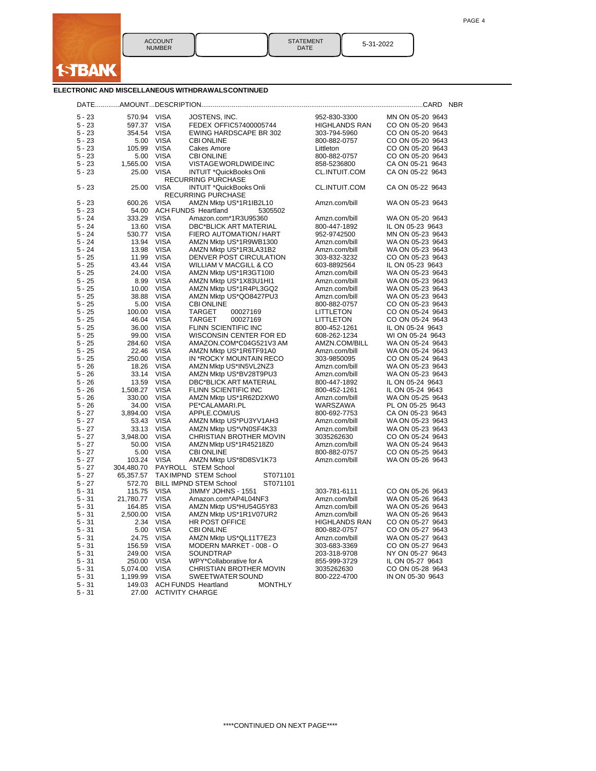1STBANK

| ACCOUNT NUMBER | | STATEMENT DATE | 5-31-2022 |
|---|---|---|---|

**ELECTRONIC AND MISCELLANEOUS WITHDRAWALS CONTINUED**

| DATE | AMOUNT | DESCRIPTION | | | CARD NBR |
|---|---|---|---|---|---|
| 5 - 23 | 570.94 | VISA | JOSTENS, INC. | 952-830-3300 | MN ON 05-20 9643 |
| 5 - 23 | 597.37 | VISA | FEDEX OFFIC57400005744 | HIGHLANDS RAN | CO ON 05-20 9643 |
| 5 - 23 | 354.54 | VISA | EWING HARDSCAPE BR 302 | 303-794-5960 | CO ON 05-20 9643 |
| 5 - 23 | 5.00 | VISA | CBI ONLINE | 800-882-0757 | CO ON 05-20 9643 |
| 5 - 23 | 105.99 | VISA | Cakes Amore | Littleton | CO ON 05-20 9643 |
| 5 - 23 | 5.00 | VISA | CBI ONLINE | 800-882-0757 | CO ON 05-20 9643 |
| 5 - 23 | 1,565.00 | VISA | VISTAGEWORLDWIDEINC | 858-5236800 | CA ON 05-21 9643 |
| 5 - 23 | 25.00 | VISA | INTUIT *QuickBooks Onli RECURRING PURCHASE | CL.INTUIT.COM | CA ON 05-22 9643 |
| 5 - 23 | 25.00 | VISA | INTUIT *QuickBooks Onli RECURRING PURCHASE | CL.INTUIT.COM | CA ON 05-22 9643 |
| 5 - 23 | 600.26 | VISA | AMZN Mktp US*1R1IB2L10 | Amzn.com/bill | WA ON 05-23 9643 |
| 5 - 23 | 54.00 | ACH FUNDS | Heartland 5305502 | | |
| 5 - 24 | 333.29 | VISA | Amazon.com*1R3U95360 | Amzn.com/bill | WA ON 05-20 9643 |
| 5 - 24 | 13.60 | VISA | DBC*BLICK ART MATERIAL | 800-447-1892 | IL ON 05-23 9643 |
| 5 - 24 | 530.77 | VISA | FIERO AUTOMATION / HART | 952-9742500 | MN ON 05-23 9643 |
| 5 - 24 | 13.94 | VISA | AMZN Mktp US*1R9WB1300 | Amzn.com/bill | WA ON 05-23 9643 |
| 5 - 24 | 13.98 | VISA | AMZN Mktp US*1R3LA31B2 | Amzn.com/bill | WA ON 05-23 9643 |
| 5 - 25 | 11.99 | VISA | DENVER POST CIRCULATION | 303-832-3232 | CO ON 05-23 9643 |
| 5 - 25 | 43.44 | VISA | WILLIAM V MACGILL & CO | 603-8892564 | IL ON 05-23 9643 |
| 5 - 25 | 24.00 | VISA | AMZN Mktp US*1R3GT10I0 | Amzn.com/bill | WA ON 05-23 9643 |
| 5 - 25 | 8.99 | VISA | AMZN Mktp US*1X83U1HI1 | Amzn.com/bill | WA ON 05-23 9643 |
| 5 - 25 | 10.00 | VISA | AMZN Mktp US*1R4PL3GQ2 | Amzn.com/bill | WA ON 05-23 9643 |
| 5 - 25 | 38.88 | VISA | AMZN Mktp US*QO8427PU3 | Amzn.com/bill | WA ON 05-23 9643 |
| 5 - 25 | 5.00 | VISA | CBI ONLINE | 800-882-0757 | CO ON 05-23 9643 |
| 5 - 25 | 100.00 | VISA | TARGET 00027169 | LITTLETON | CO ON 05-24 9643 |
| 5 - 25 | 46.04 | VISA | TARGET 00027169 | LITTLETON | CO ON 05-24 9643 |
| 5 - 25 | 36.00 | VISA | FLINN SCIENTIFIC INC | 800-452-1261 | IL ON 05-24 9643 |
| 5 - 25 | 99.00 | VISA | WISCONSIN CENTER FOR ED | 608-262-1234 | WI ON 05-24 9643 |
| 5 - 25 | 284.60 | VISA | AMAZON.COM*C04G521V3 AM | AMZN.COM/BILL | WA ON 05-24 9643 |
| 5 - 25 | 22.46 | VISA | AMZN Mktp US*1R6TF91A0 | Amzn.com/bill | WA ON 05-24 9643 |
| 5 - 25 | 250.00 | VISA | IN *ROCKY MOUNTAIN RECO | 303-9850095 | CO ON 05-24 9643 |
| 5 - 26 | 18.26 | VISA | AMZN Mktp US*IN5VL2NZ3 | Amzn.com/bill | WA ON 05-23 9643 |
| 5 - 26 | 33.14 | VISA | AMZN Mktp US*BV28T9PU3 | Amzn.com/bill | WA ON 05-23 9643 |
| 5 - 26 | 13.59 | VISA | DBC*BLICK ART MATERIAL | 800-447-1892 | IL ON 05-24 9643 |
| 5 - 26 | 1,508.27 | VISA | FLINN SCIENTIFIC INC | 800-452-1261 | IL ON 05-24 9643 |
| 5 - 26 | 330.00 | VISA | AMZN Mktp US*1R62D2XW0 | Amzn.com/bill | WA ON 05-25 9643 |
| 5 - 26 | 34.00 | VISA | PE*CALAMARI.PL | WARSZAWA | PL ON 05-25 9643 |
| 5 - 27 | 3,894.00 | VISA | APPLE.COM/US | 800-692-7753 | CA ON 05-23 9643 |
| 5 - 27 | 53.43 | VISA | AMZN Mktp US*PU3YV1AH3 | Amzn.com/bill | WA ON 05-23 9643 |
| 5 - 27 | 33.13 | VISA | AMZN Mktp US*VN0SF4K33 | Amzn.com/bill | WA ON 05-23 9643 |
| 5 - 27 | 3,948.00 | VISA | CHRISTIAN BROTHER MOVIN | 3035262630 | CO ON 05-24 9643 |
| 5 - 27 | 50.00 | VISA | AMZN Mktp US*1R45218Z0 | Amzn.com/bill | WA ON 05-24 9643 |
| 5 - 27 | 5.00 | VISA | CBI ONLINE | 800-882-0757 | CO ON 05-25 9643 |
| 5 - 27 | 103.24 | VISA | AMZN Mktp US*8D8SV1K73 | Amzn.com/bill | WA ON 05-26 9643 |
| 5 - 27 | 304,480.70 | PAYROLL | STEM School | | |
| 5 - 27 | 65,357.57 | TAX IMPND | STEM School ST071101 | | |
| 5 - 27 | 572.70 | BILL IMPND | STEM School ST071101 | | |
| 5 - 31 | 115.75 | VISA | JIMMY JOHNS - 1551 | 303-781-6111 | CO ON 05-26 9643 |
| 5 - 31 | 21,780.77 | VISA | Amazon.com*AP4L04NF3 | Amzn.com/bill | WA ON 05-26 9643 |
| 5 - 31 | 164.85 | VISA | AMZN Mktp US*HU54G5Y83 | Amzn.com/bill | WA ON 05-26 9643 |
| 5 - 31 | 2,500.00 | VISA | AMZN Mktp US*1R1V07UR2 | Amzn.com/bill | WA ON 05-26 9643 |
| 5 - 31 | 2.34 | VISA | HR POST OFFICE | HIGHLANDS RAN | CO ON 05-27 9643 |
| 5 - 31 | 5.00 | VISA | CBI ONLINE | 800-882-0757 | CO ON 05-27 9643 |
| 5 - 31 | 24.75 | VISA | AMZN Mktp US*QL11T7EZ3 | Amzn.com/bill | WA ON 05-27 9643 |
| 5 - 31 | 156.59 | VISA | MODERN MARKET - 008 - O | 303-683-3369 | CO ON 05-27 9643 |
| 5 - 31 | 249.00 | VISA | SOUNDTRAP | 203-318-9708 | NY ON 05-27 9643 |
| 5 - 31 | 250.00 | VISA | WPY*Collaborative for A | 855-999-3729 | IL ON 05-27 9643 |
| 5 - 31 | 5,074.00 | VISA | CHRISTIAN BROTHER MOVIN | 3035262630 | CO ON 05-28 9643 |
| 5 - 31 | 1,199.99 | VISA | SWEETWATER SOUND | 800-222-4700 | IN ON 05-30 9643 |
| 5 - 31 | 149.03 | ACH FUNDS | Heartland MONTHLY | | |
| 5 - 31 | 27.00 | ACTIVITY CHARGE | | | |

****CONTINUED ON NEXT PAGE****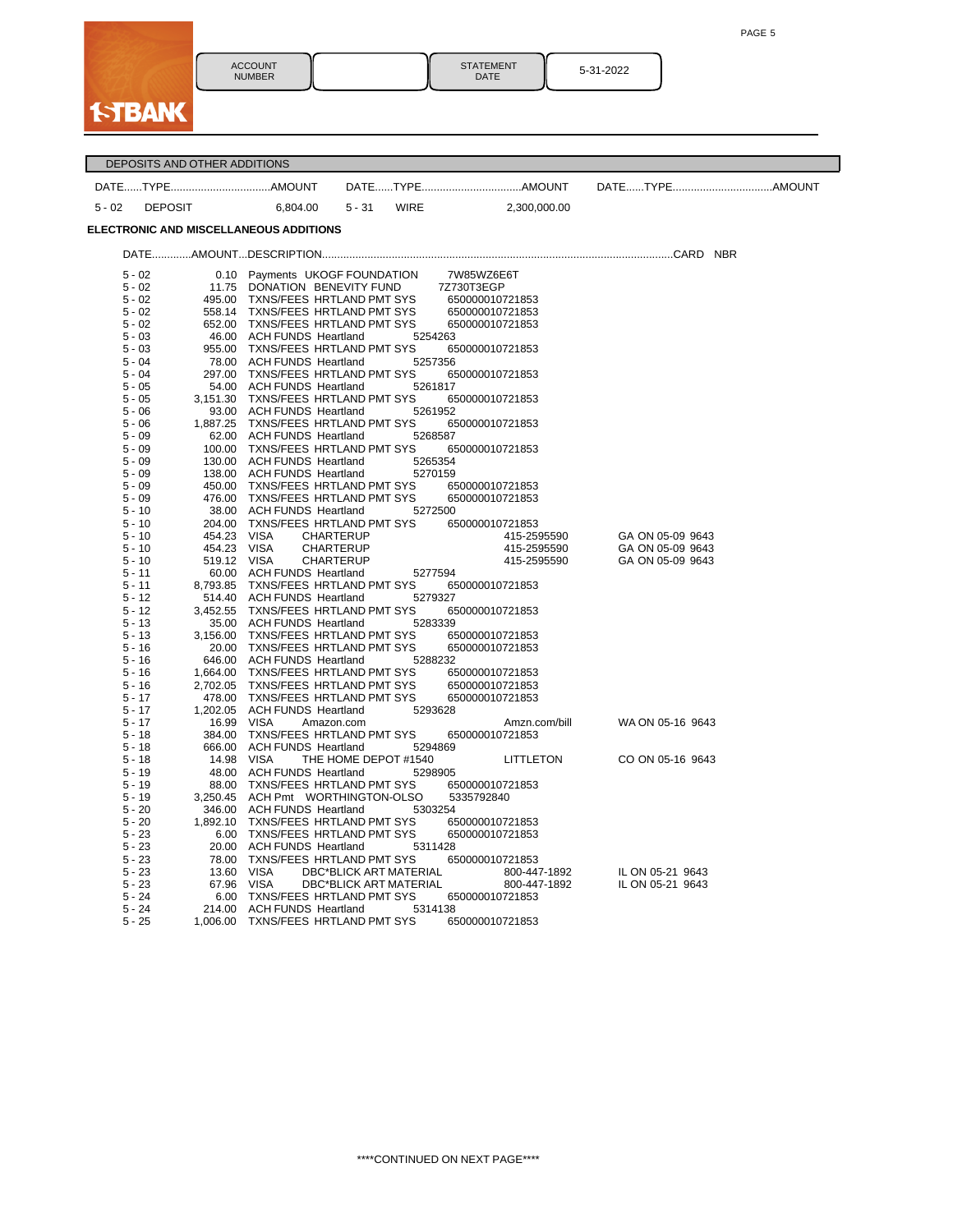1STBANK

| ACCOUNT NUMBER | | STATEMENT DATE | 5-31-2022 |
|---|---|---|---|

## DEPOSITS AND OTHER ADDITIONS

| DATE | TYPE | AMOUNT | DATE | TYPE | AMOUNT | DATE | TYPE | AMOUNT |
|---|---|---|---|---|---|---|---|---|
| 5 - 02 | DEPOSIT | 6,804.00 | 5 - 31 | WIRE | 2,300,000.00 | | | |

### ELECTRONIC AND MISCELLANEOUS ADDITIONS

| DATE | AMOUNT | DESCRIPTION | | | CARD NBR |
|---|---|---|---|---|---|
| 5 - 02 | 0.10 | Payments UKOGF FOUNDATION | 7W85WZ6E6T | | |
| 5 - 02 | 11.75 | DONATION BENEVITY FUND | 7Z730T3EGP | | |
| 5 - 02 | 495.00 | TXNS/FEES HRTLAND PMT SYS | 650000010721853 | | |
| 5 - 02 | 558.14 | TXNS/FEES HRTLAND PMT SYS | 650000010721853 | | |
| 5 - 02 | 652.00 | TXNS/FEES HRTLAND PMT SYS | 650000010721853 | | |
| 5 - 03 | 46.00 | ACH FUNDS Heartland | 5254263 | | |
| 5 - 03 | 955.00 | TXNS/FEES HRTLAND PMT SYS | 650000010721853 | | |
| 5 - 04 | 78.00 | ACH FUNDS Heartland | 5257356 | | |
| 5 - 04 | 297.00 | TXNS/FEES HRTLAND PMT SYS | 650000010721853 | | |
| 5 - 05 | 54.00 | ACH FUNDS Heartland | 5261817 | | |
| 5 - 05 | 3,151.30 | TXNS/FEES HRTLAND PMT SYS | 650000010721853 | | |
| 5 - 06 | 93.00 | ACH FUNDS Heartland | 5261952 | | |
| 5 - 06 | 1,887.25 | TXNS/FEES HRTLAND PMT SYS | 650000010721853 | | |
| 5 - 09 | 62.00 | ACH FUNDS Heartland | 5268587 | | |
| 5 - 09 | 100.00 | TXNS/FEES HRTLAND PMT SYS | 650000010721853 | | |
| 5 - 09 | 130.00 | ACH FUNDS Heartland | 5265354 | | |
| 5 - 09 | 138.00 | ACH FUNDS Heartland | 5270159 | | |
| 5 - 09 | 450.00 | TXNS/FEES HRTLAND PMT SYS | 650000010721853 | | |
| 5 - 09 | 476.00 | TXNS/FEES HRTLAND PMT SYS | 650000010721853 | | |
| 5 - 10 | 38.00 | ACH FUNDS Heartland | 5272500 | | |
| 5 - 10 | 204.00 | TXNS/FEES HRTLAND PMT SYS | 650000010721853 | | |
| 5 - 10 | 454.23 | VISA CHARTERUP | | 415-2595590 | GA ON 05-09 9643 |
| 5 - 10 | 454.23 | VISA CHARTERUP | | 415-2595590 | GA ON 05-09 9643 |
| 5 - 10 | 519.12 | VISA CHARTERUP | | 415-2595590 | GA ON 05-09 9643 |
| 5 - 11 | 60.00 | ACH FUNDS Heartland | 5277594 | | |
| 5 - 11 | 8,793.85 | TXNS/FEES HRTLAND PMT SYS | 650000010721853 | | |
| 5 - 12 | 514.40 | ACH FUNDS Heartland | 5279327 | | |
| 5 - 12 | 3,452.55 | TXNS/FEES HRTLAND PMT SYS | 650000010721853 | | |
| 5 - 13 | 35.00 | ACH FUNDS Heartland | 5283339 | | |
| 5 - 13 | 3,156.00 | TXNS/FEES HRTLAND PMT SYS | 650000010721853 | | |
| 5 - 16 | 20.00 | TXNS/FEES HRTLAND PMT SYS | 650000010721853 | | |
| 5 - 16 | 646.00 | ACH FUNDS Heartland | 5288232 | | |
| 5 - 16 | 1,664.00 | TXNS/FEES HRTLAND PMT SYS | 650000010721853 | | |
| 5 - 16 | 2,702.05 | TXNS/FEES HRTLAND PMT SYS | 650000010721853 | | |
| 5 - 17 | 478.00 | TXNS/FEES HRTLAND PMT SYS | 650000010721853 | | |
| 5 - 17 | 1,202.05 | ACH FUNDS Heartland | 5293628 | | |
| 5 - 17 | 16.99 | VISA Amazon.com | | Amzn.com/bill | WA ON 05-16 9643 |
| 5 - 18 | 384.00 | TXNS/FEES HRTLAND PMT SYS | 650000010721853 | | |
| 5 - 18 | 666.00 | ACH FUNDS Heartland | 5294869 | | |
| 5 - 18 | 14.98 | VISA THE HOME DEPOT #1540 | | LITTLETON | CO ON 05-16 9643 |
| 5 - 19 | 48.00 | ACH FUNDS Heartland | 5298905 | | |
| 5 - 19 | 88.00 | TXNS/FEES HRTLAND PMT SYS | 650000010721853 | | |
| 5 - 19 | 3,250.45 | ACH Pmt WORTHINGTON-OLSO | 5335792840 | | |
| 5 - 20 | 346.00 | ACH FUNDS Heartland | 5303254 | | |
| 5 - 20 | 1,892.10 | TXNS/FEES HRTLAND PMT SYS | 650000010721853 | | |
| 5 - 23 | 6.00 | TXNS/FEES HRTLAND PMT SYS | 650000010721853 | | |
| 5 - 23 | 20.00 | ACH FUNDS Heartland | 5311428 | | |
| 5 - 23 | 78.00 | TXNS/FEES HRTLAND PMT SYS | 650000010721853 | | |
| 5 - 23 | 13.60 | VISA DBC*BLICK ART MATERIAL | | 800-447-1892 | IL ON 05-21 9643 |
| 5 - 23 | 67.96 | VISA DBC*BLICK ART MATERIAL | | 800-447-1892 | IL ON 05-21 9643 |
| 5 - 24 | 6.00 | TXNS/FEES HRTLAND PMT SYS | 650000010721853 | | |
| 5 - 24 | 214.00 | ACH FUNDS Heartland | 5314138 | | |
| 5 - 25 | 1,006.00 | TXNS/FEES HRTLAND PMT SYS | 650000010721853 | | |

****CONTINUED ON NEXT PAGE****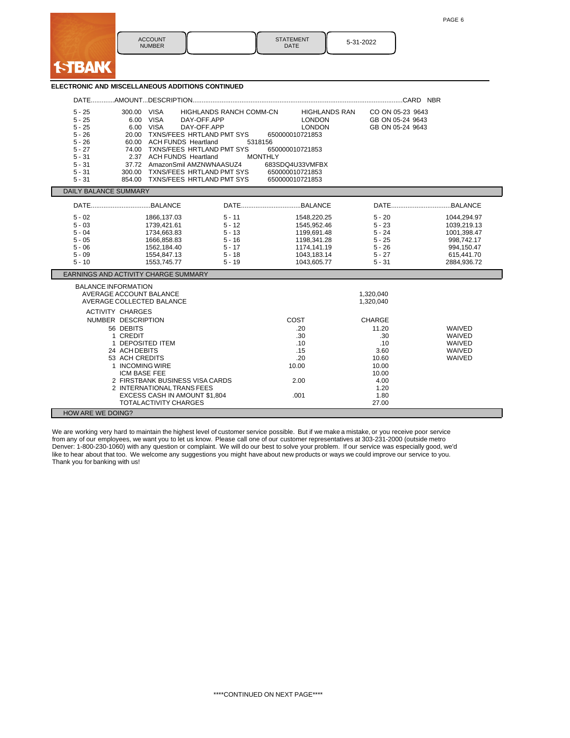**1STBANK**

| ACCOUNT NUMBER | | STATEMENT DATE | 5-31-2022 |
|---|---|---|---|

### ELECTRONIC AND MISCELLANEOUS ADDITIONS CONTINUED

| DATE | AMOUNT | DESCRIPTION | | | CARD NBR |
|---|---|---|---|---|---|
| 5 - 25 | 300.00 | VISA | HIGHLANDS RANCH COMM-CN | HIGHLANDS RAN | CO ON 05-23 9643 |
| 5 - 25 | 6.00 | VISA | DAY-OFF.APP | LONDON | GB ON 05-24 9643 |
| 5 - 25 | 6.00 | VISA | DAY-OFF.APP | LONDON | GB ON 05-24 9643 |
| 5 - 26 | 20.00 | TXNS/FEES HRTLAND PMT SYS | 650000010721853 | | |
| 5 - 26 | 60.00 | ACH FUNDS Heartland | 5318156 | | |
| 5 - 27 | 74.00 | TXNS/FEES HRTLAND PMT SYS | 650000010721853 | | |
| 5 - 31 | 2.37 | ACH FUNDS Heartland | MONTHLY | | |
| 5 - 31 | 37.72 | AmazonSmil AMZNWNAASUZ4 | 683SDQ4U33VMFBX | | |
| 5 - 31 | 300.00 | TXNS/FEES HRTLAND PMT SYS | 650000010721853 | | |
| 5 - 31 | 854.00 | TXNS/FEES HRTLAND PMT SYS | 650000010721853 | | |

### DAILY BALANCE SUMMARY

| DATE | BALANCE | DATE | BALANCE | DATE | BALANCE |
|---|---|---|---|---|---|
| 5 - 02 | 1866,137.03 | 5 - 11 | 1548,220.25 | 5 - 20 | 1044,294.97 |
| 5 - 03 | 1739,421.61 | 5 - 12 | 1545,952.46 | 5 - 23 | 1039,219.13 |
| 5 - 04 | 1734,663.83 | 5 - 13 | 1199,691.48 | 5 - 24 | 1001,398.47 |
| 5 - 05 | 1666,858.83 | 5 - 16 | 1198,341.28 | 5 - 25 | 998,742.17 |
| 5 - 06 | 1562,184.40 | 5 - 17 | 1174,141.19 | 5 - 26 | 994,150.47 |
| 5 - 09 | 1554,847.13 | 5 - 18 | 1043,183.14 | 5 - 27 | 615,441.70 |
| 5 - 10 | 1553,745.77 | 5 - 19 | 1043,605.77 | 5 - 31 | 2884,936.72 |

### EARNINGS AND ACTIVITY CHARGE SUMMARY

BALANCE INFORMATION

| | |
|---|---|
| AVERAGE ACCOUNT BALANCE | 1,320,040 |
| AVERAGE COLLECTED BALANCE | 1,320,040 |

ACTIVITY CHARGES

| NUMBER | DESCRIPTION | COST | CHARGE | |
|---|---|---|---|---|
| 56 | DEBITS | .20 | 11.20 | WAIVED |
| 1 | CREDIT | .30 | .30 | WAIVED |
| 1 | DEPOSITED ITEM | .10 | .10 | WAIVED |
| 24 | ACH DEBITS | .15 | 3.60 | WAIVED |
| 53 | ACH CREDITS | .20 | 10.60 | WAIVED |
| 1 | INCOMING WIRE | 10.00 | 10.00 | |
| | ICM BASE FEE | | 10.00 | |
| 2 | FIRSTBANK BUSINESS VISA CARDS | 2.00 | 4.00 | |
| 2 | INTERNATIONAL TRANS FEES | | 1.20 | |
| | EXCESS CASH IN AMOUNT $1,804 | .001 | 1.80 | |
| | TOTAL ACTIVITY CHARGES | | 27.00 | |

### HOW ARE WE DOING?

We are working very hard to maintain the highest level of customer service possible. But if we make a mistake, or you receive poor service from any of our employees, we want you to let us know. Please call one of our customer representatives at 303-231-2000 (outside metro Denver: 1-800-230-1060) with any question or complaint. We will do our best to solve your problem. If our service was especially good, we'd like to hear about that too. We welcome any suggestions you might have about new products or ways we could improve our service to you. Thank you for banking with us!

****CONTINUED ON NEXT PAGE****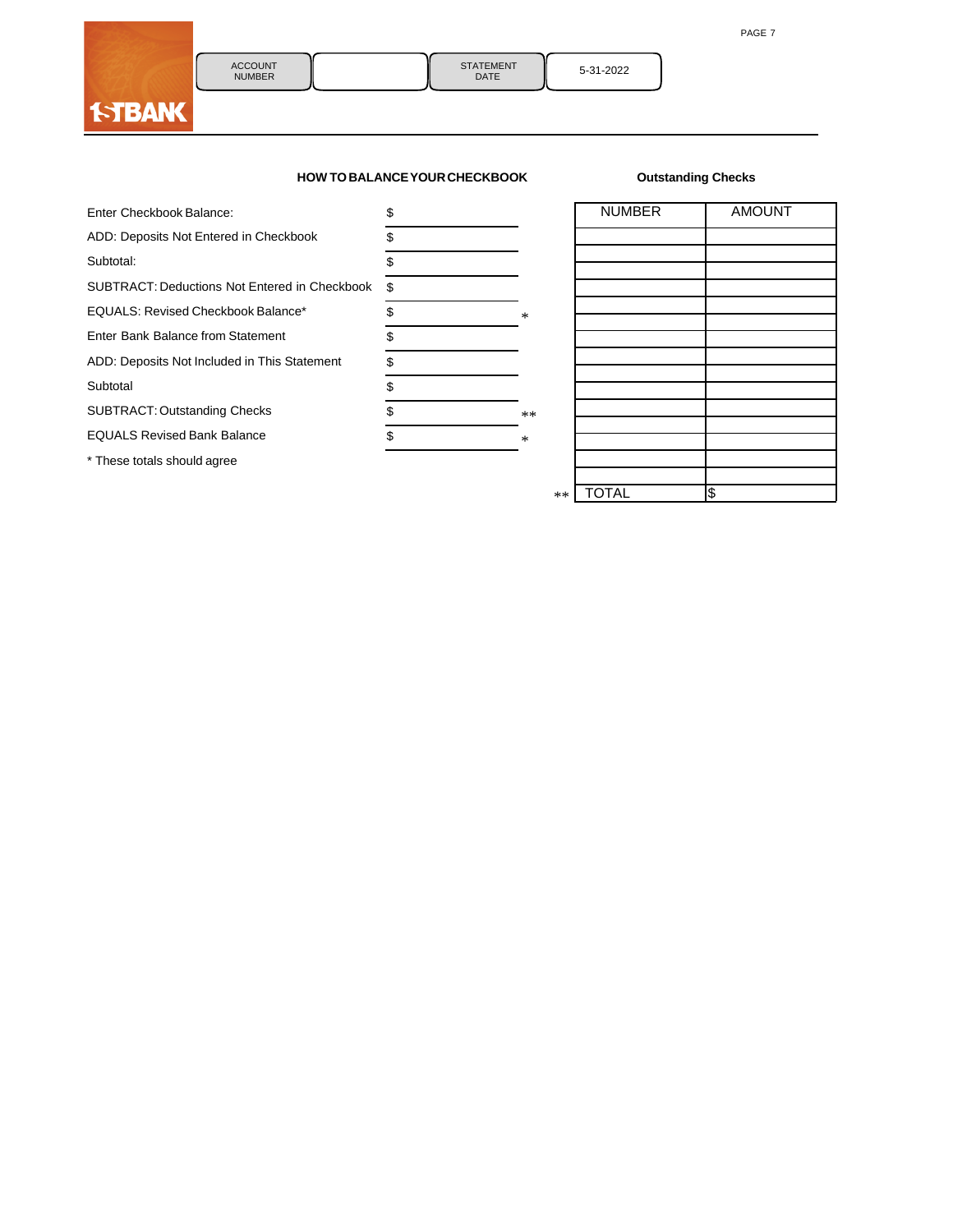1STBANK

| ACCOUNT NUMBER | | STATEMENT DATE | 5-31-2022 |
|---|---|---|---|

## HOW TO BALANCE YOUR CHECKBOOK

| | | |
|---|---|---|
| Enter Checkbook Balance: | $ | |
| ADD: Deposits Not Entered in Checkbook | $ | |
| Subtotal: | $ | |
| SUBTRACT: Deductions Not Entered in Checkbook | $ | |
| EQUALS: Revised Checkbook Balance* | $ | * |
| Enter Bank Balance from Statement | $ | |
| ADD: Deposits Not Included in This Statement | $ | |
| Subtotal | $ | |
| SUBTRACT: Outstanding Checks | $ | ** |
| EQUALS Revised Bank Balance | $ | * |

* These totals should agree

## Outstanding Checks

| NUMBER | AMOUNT |
|---|---|
| | |
| | |
| | |
| | |
| | |
| | |
| | |
| | |
| | |
| | |
| | |
| | |
| | |
| | |
| | |
| ** TOTAL | $ |